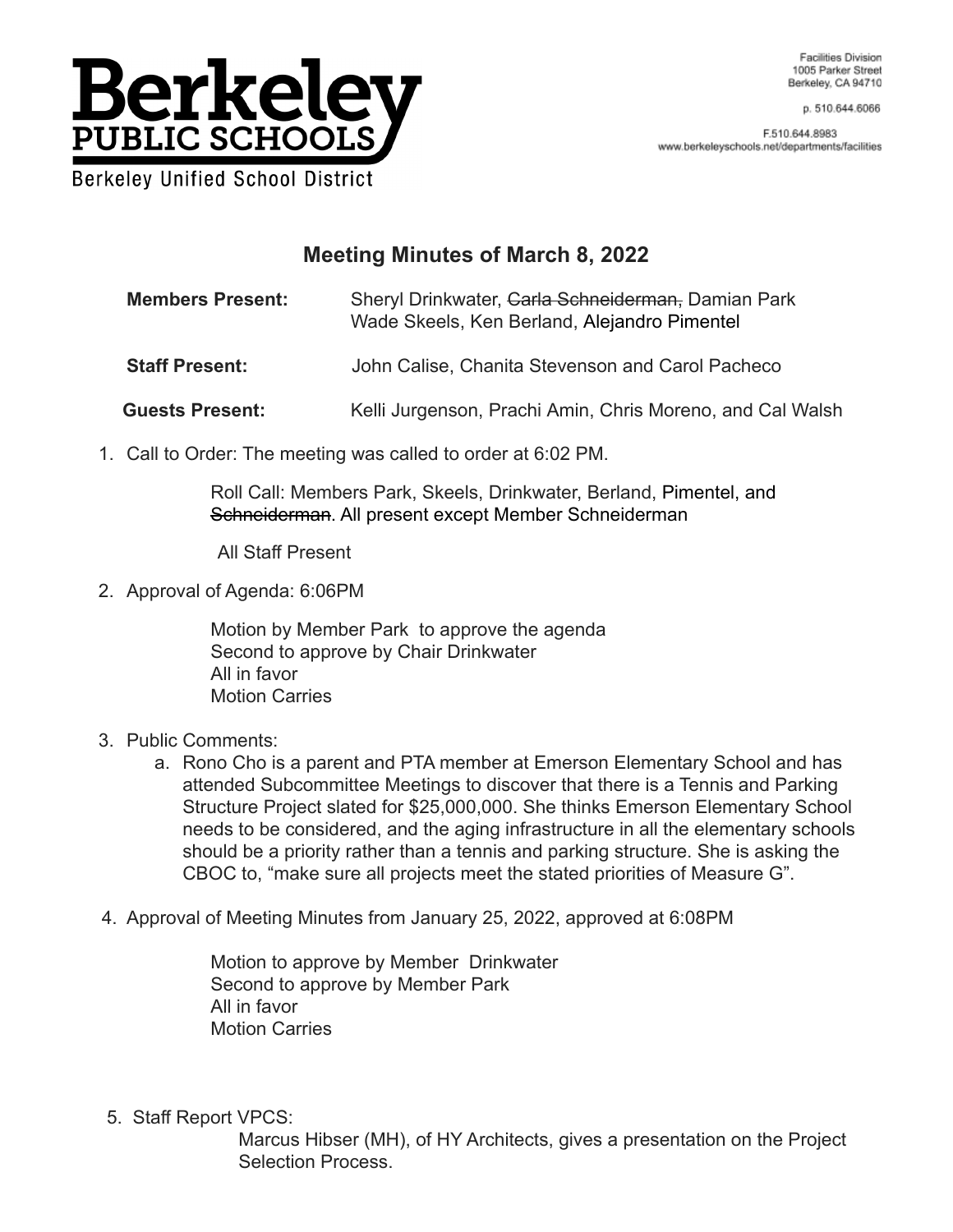Berkeley PUBLIC SCHOOLS
Berkeley Unified School District

Facilities Division
1005 Parker Street
Berkeley, CA 94710

p. 510.644.6066

F.510.644.8983
www.berkeleyschools.net/departments/facilities

# Meeting Minutes of March 8, 2022

**Members Present:** Sheryl Drinkwater, ~~Carla Schneiderman,~~ Damian Park Wade Skeels, Ken Berland, Alejandro Pimentel

**Staff Present:** John Calise, Chanita Stevenson and Carol Pacheco

**Guests Present:** Kelli Jurgenson, Prachi Amin, Chris Moreno, and Cal Walsh

1. Call to Order: The meeting was called to order at 6:02 PM.

   Roll Call: Members Park, Skeels, Drinkwater, Berland, Pimentel, and ~~Schneiderman~~. All present except Member Schneiderman

   All Staff Present

2. Approval of Agenda: 6:06PM

   Motion by Member Park to approve the agenda
   Second to approve by Chair Drinkwater
   All in favor
   Motion Carries

3. Public Comments:
   a. Rono Cho is a parent and PTA member at Emerson Elementary School and has attended Subcommittee Meetings to discover that there is a Tennis and Parking Structure Project slated for $25,000,000. She thinks Emerson Elementary School needs to be considered, and the aging infrastructure in all the elementary schools should be a priority rather than a tennis and parking structure. She is asking the CBOC to, "make sure all projects meet the stated priorities of Measure G".

4. Approval of Meeting Minutes from January 25, 2022, approved at 6:08PM

   Motion to approve by Member Drinkwater
   Second to approve by Member Park
   All in favor
   Motion Carries

5. Staff Report VPCS:

   Marcus Hibser (MH), of HY Architects, gives a presentation on the Project Selection Process.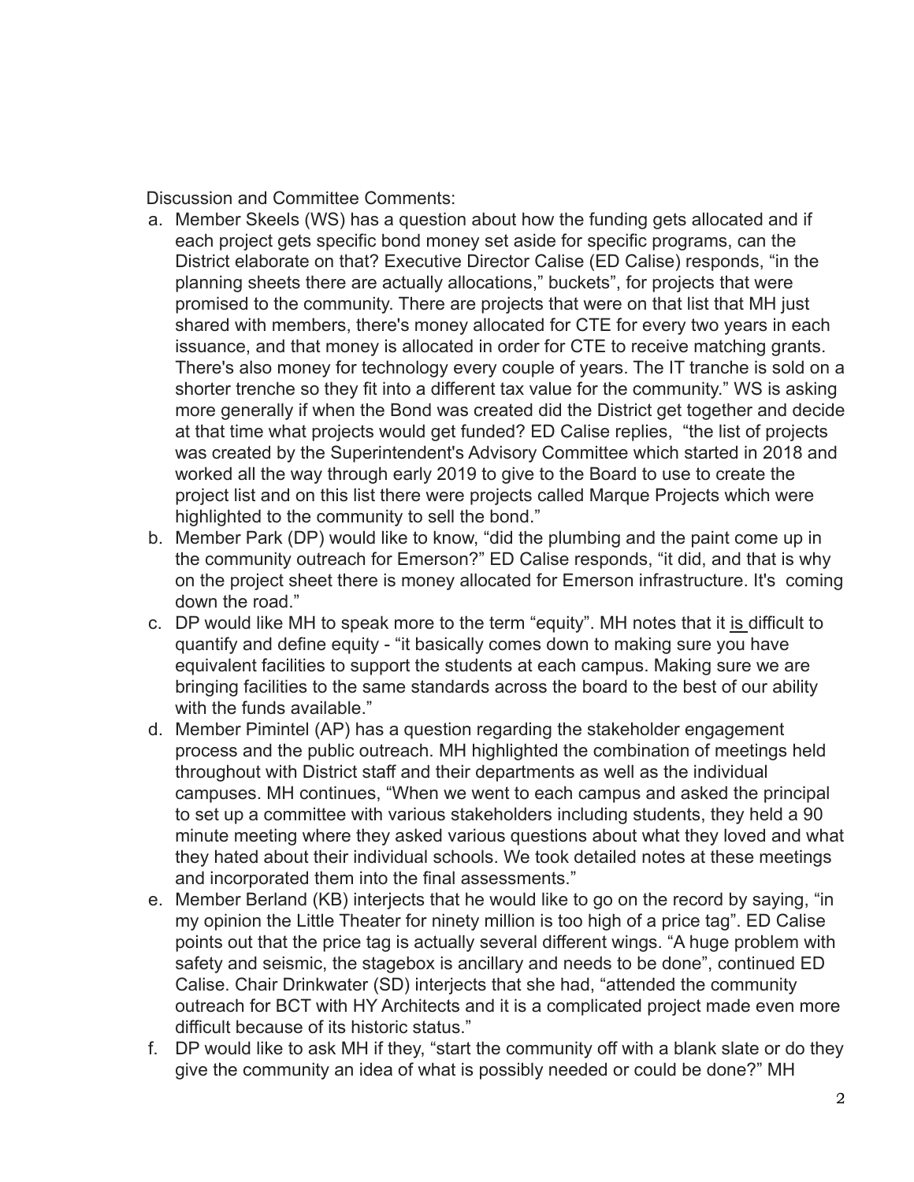Discussion and Committee Comments:

a. Member Skeels (WS) has a question about how the funding gets allocated and if each project gets specific bond money set aside for specific programs, can the District elaborate on that? Executive Director Calise (ED Calise) responds, "in the planning sheets there are actually allocations," buckets", for projects that were promised to the community. There are projects that were on that list that MH just shared with members, there's money allocated for CTE for every two years in each issuance, and that money is allocated in order for CTE to receive matching grants. There's also money for technology every couple of years. The IT tranche is sold on a shorter trenche so they fit into a different tax value for the community." WS is asking more generally if when the Bond was created did the District get together and decide at that time what projects would get funded? ED Calise replies, "the list of projects was created by the Superintendent's Advisory Committee which started in 2018 and worked all the way through early 2019 to give to the Board to use to create the project list and on this list there were projects called Marque Projects which were highlighted to the community to sell the bond."

b. Member Park (DP) would like to know, "did the plumbing and the paint come up in the community outreach for Emerson?" ED Calise responds, "it did, and that is why on the project sheet there is money allocated for Emerson infrastructure. It's coming down the road."

c. DP would like MH to speak more to the term "equity". MH notes that it is difficult to quantify and define equity - "it basically comes down to making sure you have equivalent facilities to support the students at each campus. Making sure we are bringing facilities to the same standards across the board to the best of our ability with the funds available."

d. Member Pimintel (AP) has a question regarding the stakeholder engagement process and the public outreach. MH highlighted the combination of meetings held throughout with District staff and their departments as well as the individual campuses. MH continues, "When we went to each campus and asked the principal to set up a committee with various stakeholders including students, they held a 90 minute meeting where they asked various questions about what they loved and what they hated about their individual schools. We took detailed notes at these meetings and incorporated them into the final assessments."

e. Member Berland (KB) interjects that he would like to go on the record by saying, "in my opinion the Little Theater for ninety million is too high of a price tag". ED Calise points out that the price tag is actually several different wings. "A huge problem with safety and seismic, the stagebox is ancillary and needs to be done", continued ED Calise. Chair Drinkwater (SD) interjects that she had, "attended the community outreach for BCT with HY Architects and it is a complicated project made even more difficult because of its historic status."

f. DP would like to ask MH if they, "start the community off with a blank slate or do they give the community an idea of what is possibly needed or could be done?" MH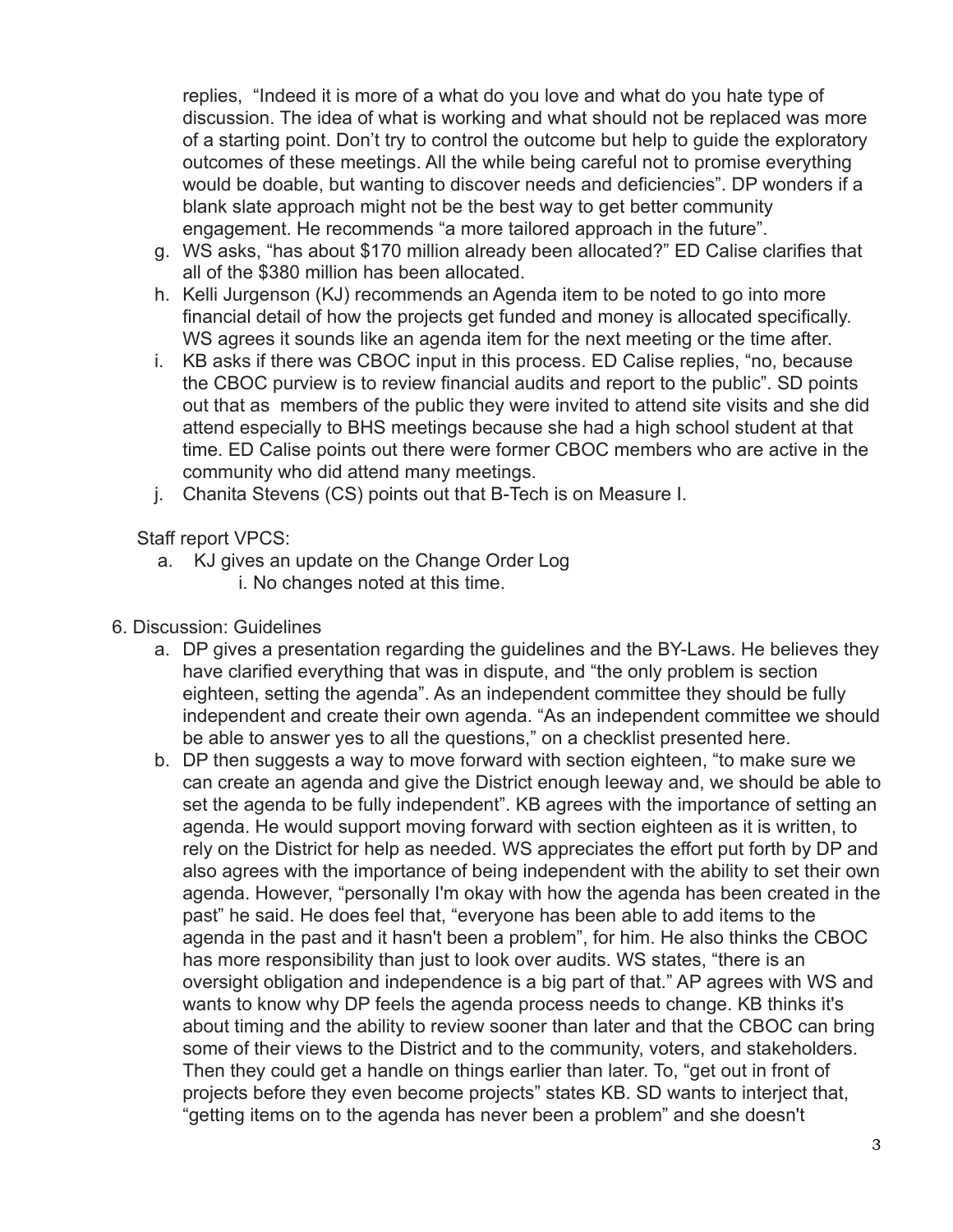replies, "Indeed it is more of a what do you love and what do you hate type of discussion. The idea of what is working and what should not be replaced was more of a starting point. Don't try to control the outcome but help to guide the exploratory outcomes of these meetings. All the while being careful not to promise everything would be doable, but wanting to discover needs and deficiencies". DP wonders if a blank slate approach might not be the best way to get better community engagement. He recommends "a more tailored approach in the future".

g. WS asks, "has about $170 million already been allocated?" ED Calise clarifies that all of the $380 million has been allocated.

h. Kelli Jurgenson (KJ) recommends an Agenda item to be noted to go into more financial detail of how the projects get funded and money is allocated specifically. WS agrees it sounds like an agenda item for the next meeting or the time after.

i. KB asks if there was CBOC input in this process. ED Calise replies, "no, because the CBOC purview is to review financial audits and report to the public". SD points out that as members of the public they were invited to attend site visits and she did attend especially to BHS meetings because she had a high school student at that time. ED Calise points out there were former CBOC members who are active in the community who did attend many meetings.

j. Chanita Stevens (CS) points out that B-Tech is on Measure I.

Staff report VPCS:

a. KJ gives an update on the Change Order Log
   i. No changes noted at this time.

6. Discussion: Guidelines

a. DP gives a presentation regarding the guidelines and the BY-Laws. He believes they have clarified everything that was in dispute, and "the only problem is section eighteen, setting the agenda". As an independent committee they should be fully independent and create their own agenda. "As an independent committee we should be able to answer yes to all the questions," on a checklist presented here.

b. DP then suggests a way to move forward with section eighteen, "to make sure we can create an agenda and give the District enough leeway and, we should be able to set the agenda to be fully independent". KB agrees with the importance of setting an agenda. He would support moving forward with section eighteen as it is written, to rely on the District for help as needed. WS appreciates the effort put forth by DP and also agrees with the importance of being independent with the ability to set their own agenda. However, "personally I'm okay with how the agenda has been created in the past" he said. He does feel that, "everyone has been able to add items to the agenda in the past and it hasn't been a problem", for him. He also thinks the CBOC has more responsibility than just to look over audits. WS states, "there is an oversight obligation and independence is a big part of that." AP agrees with WS and wants to know why DP feels the agenda process needs to change. KB thinks it's about timing and the ability to review sooner than later and that the CBOC can bring some of their views to the District and to the community, voters, and stakeholders. Then they could get a handle on things earlier than later. To, "get out in front of projects before they even become projects" states KB. SD wants to interject that, "getting items on to the agenda has never been a problem" and she doesn't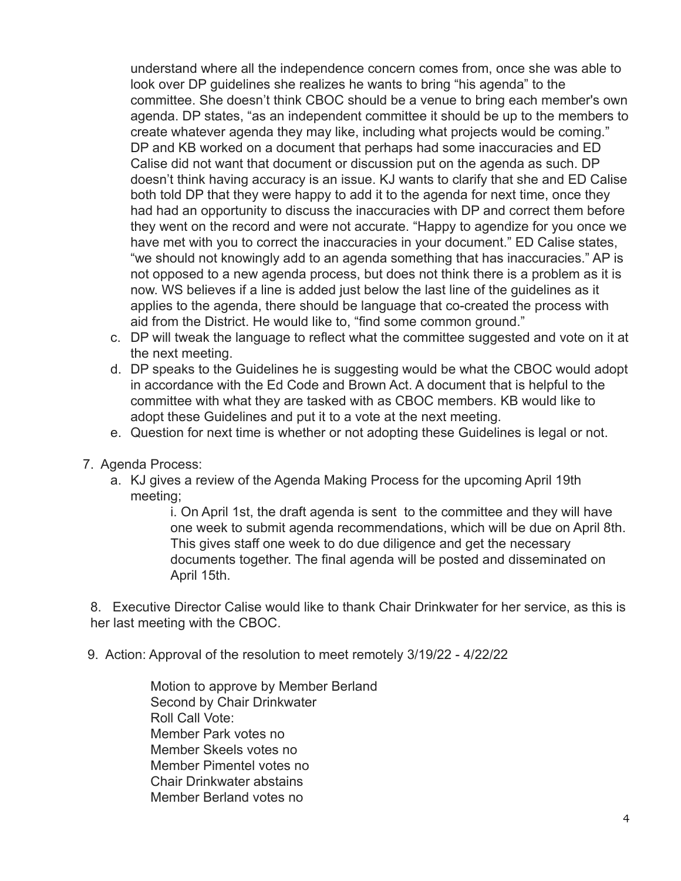understand where all the independence concern comes from, once she was able to look over DP guidelines she realizes he wants to bring "his agenda" to the committee. She doesn't think CBOC should be a venue to bring each member's own agenda. DP states, "as an independent committee it should be up to the members to create whatever agenda they may like, including what projects would be coming." DP and KB worked on a document that perhaps had some inaccuracies and ED Calise did not want that document or discussion put on the agenda as such. DP doesn't think having accuracy is an issue. KJ wants to clarify that she and ED Calise both told DP that they were happy to add it to the agenda for next time, once they had had an opportunity to discuss the inaccuracies with DP and correct them before they went on the record and were not accurate. "Happy to agendize for you once we have met with you to correct the inaccuracies in your document." ED Calise states, "we should not knowingly add to an agenda something that has inaccuracies." AP is not opposed to a new agenda process, but does not think there is a problem as it is now. WS believes if a line is added just below the last line of the guidelines as it applies to the agenda, there should be language that co-created the process with aid from the District. He would like to, "find some common ground."

c. DP will tweak the language to reflect what the committee suggested and vote on it at the next meeting.
d. DP speaks to the Guidelines he is suggesting would be what the CBOC would adopt in accordance with the Ed Code and Brown Act. A document that is helpful to the committee with what they are tasked with as CBOC members. KB would like to adopt these Guidelines and put it to a vote at the next meeting.
e. Question for next time is whether or not adopting these Guidelines is legal or not.

7. Agenda Process:
   a. KJ gives a review of the Agenda Making Process for the upcoming April 19th meeting;
      i. On April 1st, the draft agenda is sent to the committee and they will have one week to submit agenda recommendations, which will be due on April 8th. This gives staff one week to do due diligence and get the necessary documents together. The final agenda will be posted and disseminated on April 15th.

8. Executive Director Calise would like to thank Chair Drinkwater for her service, as this is her last meeting with the CBOC.

9. Action: Approval of the resolution to meet remotely 3/19/22 - 4/22/22

   Motion to approve by Member Berland
   Second by Chair Drinkwater
   Roll Call Vote:
   Member Park votes no
   Member Skeels votes no
   Member Pimentel votes no
   Chair Drinkwater abstains
   Member Berland votes no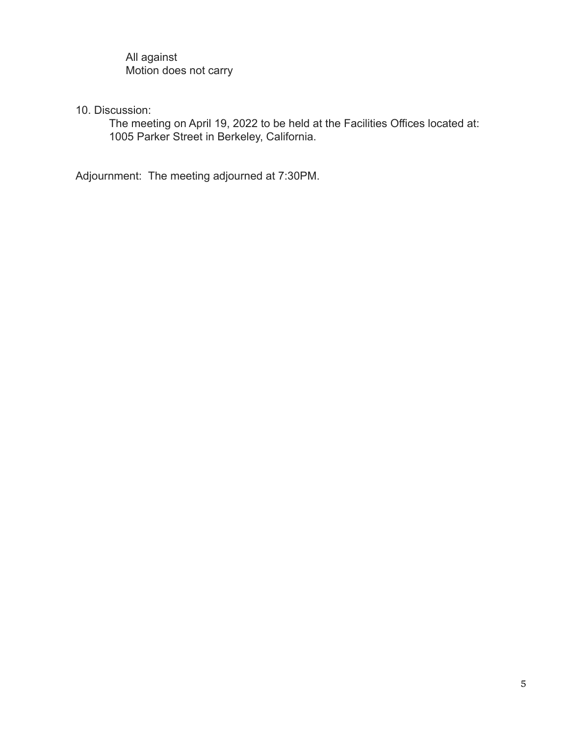All against
Motion does not carry

10. Discussion:

The meeting on April 19, 2022 to be held at the Facilities Offices located at: 1005 Parker Street in Berkeley, California.

Adjournment: The meeting adjourned at 7:30PM.